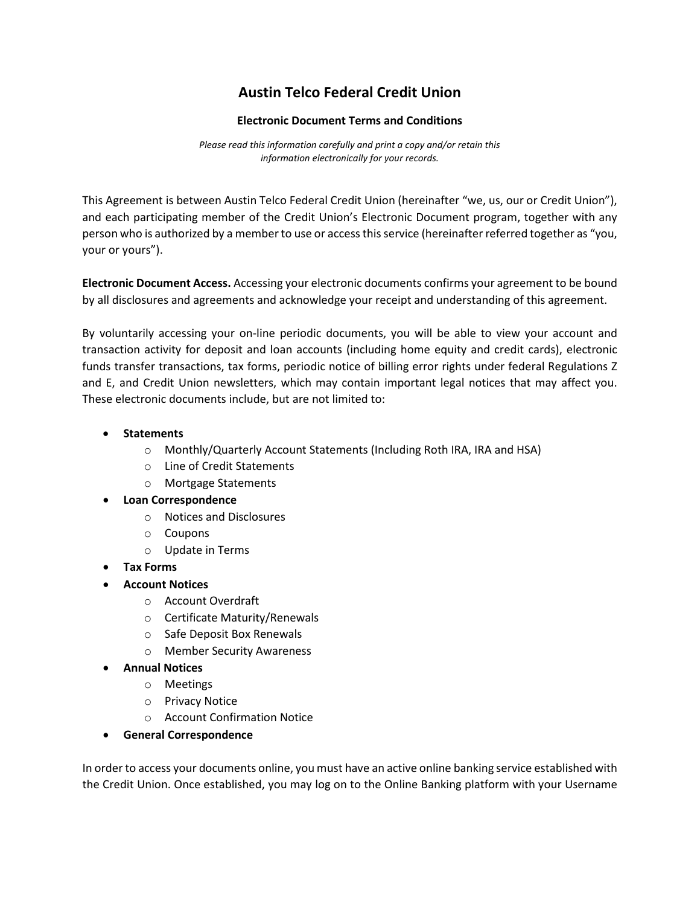# Austin Telco Federal Credit Union

## Electronic Document Terms and Conditions

*Please read this information carefully and print a copy and/or retain this information electronically for your records.*

This Agreement is between Austin Telco Federal Credit Union (hereinafter "we, us, our or Credit Union"), and each participating member of the Credit Union's Electronic Document program, together with any person who is authorized by a member to use or access this service (hereinafter referred together as "you, your or yours").

**Electronic Document Access.** Accessing your electronic documents confirms your agreement to be bound by all disclosures and agreements and acknowledge your receipt and understanding of this agreement.

By voluntarily accessing your on-line periodic documents, you will be able to view your account and transaction activity for deposit and loan accounts (including home equity and credit cards), electronic funds transfer transactions, tax forms, periodic notice of billing error rights under federal Regulations Z and E, and Credit Union newsletters, which may contain important legal notices that may affect you. These electronic documents include, but are not limited to:

- **Statements**
    - Monthly/Quarterly Account Statements (Including Roth IRA, IRA and HSA)
    - Line of Credit Statements
    - Mortgage Statements
- **Loan Correspondence**
    - Notices and Disclosures
    - Coupons
    - Update in Terms
- **Tax Forms**
- **Account Notices**
    - Account Overdraft
    - Certificate Maturity/Renewals
    - Safe Deposit Box Renewals
    - Member Security Awareness
- **Annual Notices**
    - Meetings
    - Privacy Notice
    - Account Confirmation Notice
- **General Correspondence**

In order to access your documents online, you must have an active online banking service established with the Credit Union. Once established, you may log on to the Online Banking platform with your Username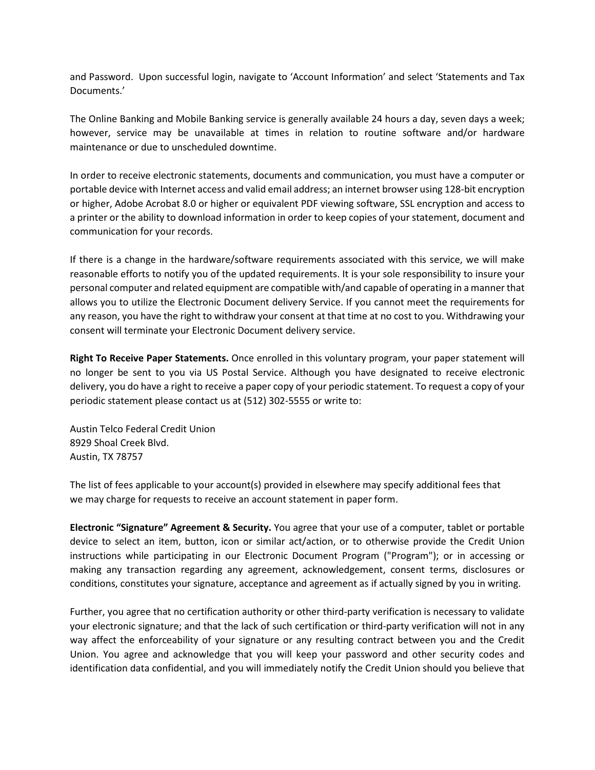and Password. Upon successful login, navigate to 'Account Information' and select 'Statements and Tax Documents.'

The Online Banking and Mobile Banking service is generally available 24 hours a day, seven days a week; however, service may be unavailable at times in relation to routine software and/or hardware maintenance or due to unscheduled downtime.

In order to receive electronic statements, documents and communication, you must have a computer or portable device with Internet access and valid email address; an internet browser using 128-bit encryption or higher, Adobe Acrobat 8.0 or higher or equivalent PDF viewing software, SSL encryption and access to a printer or the ability to download information in order to keep copies of your statement, document and communication for your records.

If there is a change in the hardware/software requirements associated with this service, we will make reasonable efforts to notify you of the updated requirements. It is your sole responsibility to insure your personal computer and related equipment are compatible with/and capable of operating in a manner that allows you to utilize the Electronic Document delivery Service. If you cannot meet the requirements for any reason, you have the right to withdraw your consent at that time at no cost to you. Withdrawing your consent will terminate your Electronic Document delivery service.

**Right To Receive Paper Statements.** Once enrolled in this voluntary program, your paper statement will no longer be sent to you via US Postal Service. Although you have designated to receive electronic delivery, you do have a right to receive a paper copy of your periodic statement. To request a copy of your periodic statement please contact us at (512) 302-5555 or write to:

Austin Telco Federal Credit Union
8929 Shoal Creek Blvd.
Austin, TX 78757

The list of fees applicable to your account(s) provided in elsewhere may specify additional fees that we may charge for requests to receive an account statement in paper form.

**Electronic "Signature" Agreement & Security.** You agree that your use of a computer, tablet or portable device to select an item, button, icon or similar act/action, or to otherwise provide the Credit Union instructions while participating in our Electronic Document Program ("Program"); or in accessing or making any transaction regarding any agreement, acknowledgement, consent terms, disclosures or conditions, constitutes your signature, acceptance and agreement as if actually signed by you in writing.

Further, you agree that no certification authority or other third-party verification is necessary to validate your electronic signature; and that the lack of such certification or third-party verification will not in any way affect the enforceability of your signature or any resulting contract between you and the Credit Union. You agree and acknowledge that you will keep your password and other security codes and identification data confidential, and you will immediately notify the Credit Union should you believe that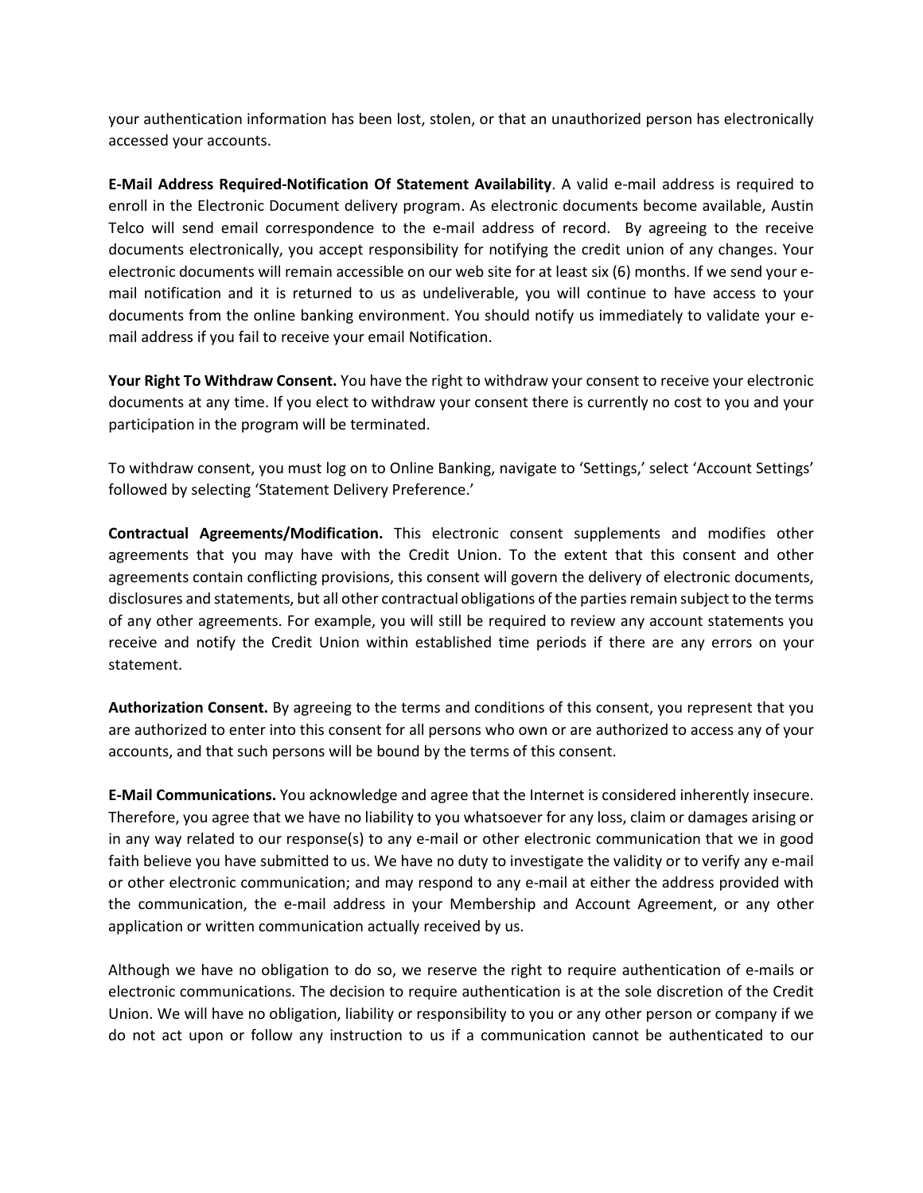your authentication information has been lost, stolen, or that an unauthorized person has electronically accessed your accounts.

**E-Mail Address Required-Notification Of Statement Availability**. A valid e-mail address is required to enroll in the Electronic Document delivery program. As electronic documents become available, Austin Telco will send email correspondence to the e-mail address of record. By agreeing to the receive documents electronically, you accept responsibility for notifying the credit union of any changes. Your electronic documents will remain accessible on our web site for at least six (6) months. If we send your e-mail notification and it is returned to us as undeliverable, you will continue to have access to your documents from the online banking environment. You should notify us immediately to validate your e-mail address if you fail to receive your email Notification.

**Your Right To Withdraw Consent.** You have the right to withdraw your consent to receive your electronic documents at any time. If you elect to withdraw your consent there is currently no cost to you and your participation in the program will be terminated.

To withdraw consent, you must log on to Online Banking, navigate to 'Settings,' select 'Account Settings' followed by selecting 'Statement Delivery Preference.'

**Contractual Agreements/Modification.** This electronic consent supplements and modifies other agreements that you may have with the Credit Union. To the extent that this consent and other agreements contain conflicting provisions, this consent will govern the delivery of electronic documents, disclosures and statements, but all other contractual obligations of the parties remain subject to the terms of any other agreements. For example, you will still be required to review any account statements you receive and notify the Credit Union within established time periods if there are any errors on your statement.

**Authorization Consent.** By agreeing to the terms and conditions of this consent, you represent that you are authorized to enter into this consent for all persons who own or are authorized to access any of your accounts, and that such persons will be bound by the terms of this consent.

**E-Mail Communications.** You acknowledge and agree that the Internet is considered inherently insecure. Therefore, you agree that we have no liability to you whatsoever for any loss, claim or damages arising or in any way related to our response(s) to any e-mail or other electronic communication that we in good faith believe you have submitted to us. We have no duty to investigate the validity or to verify any e-mail or other electronic communication; and may respond to any e-mail at either the address provided with the communication, the e-mail address in your Membership and Account Agreement, or any other application or written communication actually received by us.

Although we have no obligation to do so, we reserve the right to require authentication of e-mails or electronic communications. The decision to require authentication is at the sole discretion of the Credit Union. We will have no obligation, liability or responsibility to you or any other person or company if we do not act upon or follow any instruction to us if a communication cannot be authenticated to our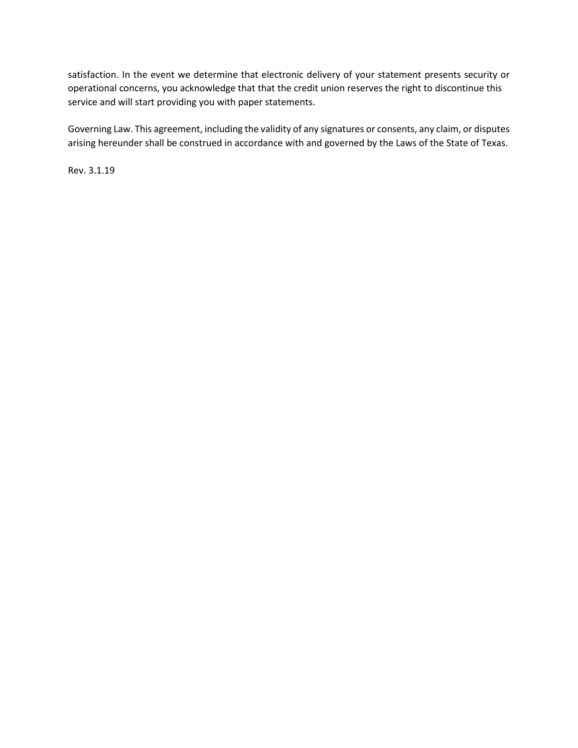satisfaction. In the event we determine that electronic delivery of your statement presents security or operational concerns, you acknowledge that that the credit union reserves the right to discontinue this service and will start providing you with paper statements.

Governing Law. This agreement, including the validity of any signatures or consents, any claim, or disputes arising hereunder shall be construed in accordance with and governed by the Laws of the State of Texas.

Rev. 3.1.19